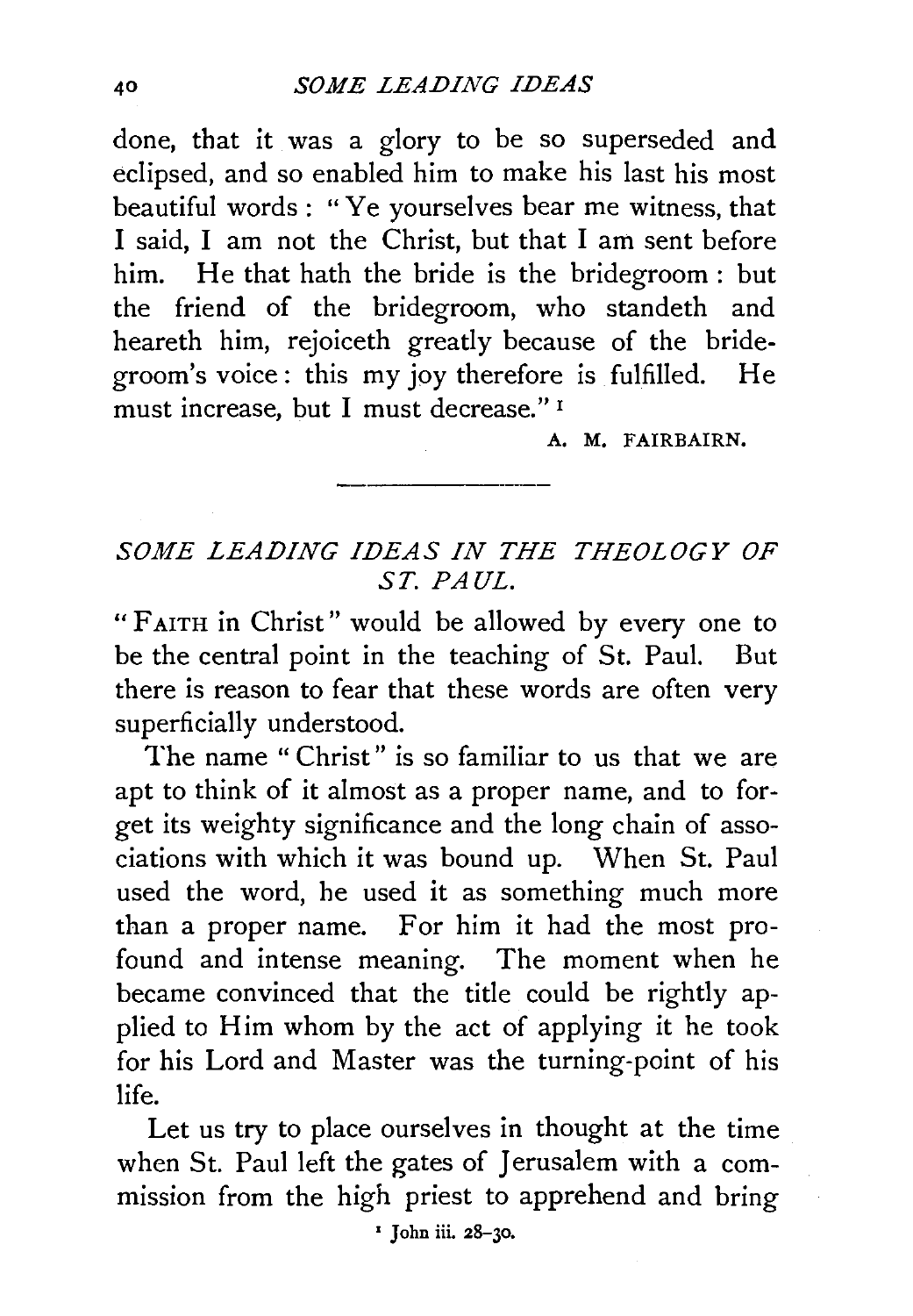done, that it was a glory to be so superseded and eclipsed, and so enabled him to make his last his most beautiful words: "Ye yourselves bear me witness, that I said, I am not the Christ, but that I am sent before him. He that hath the bride is the bridegroom: but the friend of the bridegroom, who standeth and heareth him, rejoiceth greatly because of the bridegroom's voice: this my joy therefore is fulfilled. He must increase, but I must decrease."[1]

A. M. FAIRBAIRN.

---

## *SOME LEADING IDEAS IN THE THEOLOGY OF ST. PAUL.*

"FAITH in Christ" would be allowed by every one to be the central point in the teaching of St. Paul. But there is reason to fear that these words are often very superficially understood.

The name "Christ" is so familiar to us that we are apt to think of it almost as a proper name, and to forget its weighty significance and the long chain of associations with which it was bound up. When St. Paul used the word, he used it as something much more than a proper name. For him it had the most profound and intense meaning. The moment when he became convinced that the title could be rightly applied to Him whom by the act of applying it he took for his Lord and Master was the turning-point of his life.

Let us try to place ourselves in thought at the time when St. Paul left the gates of Jerusalem with a commission from the high priest to apprehend and bring

[1] John iii. 28–30.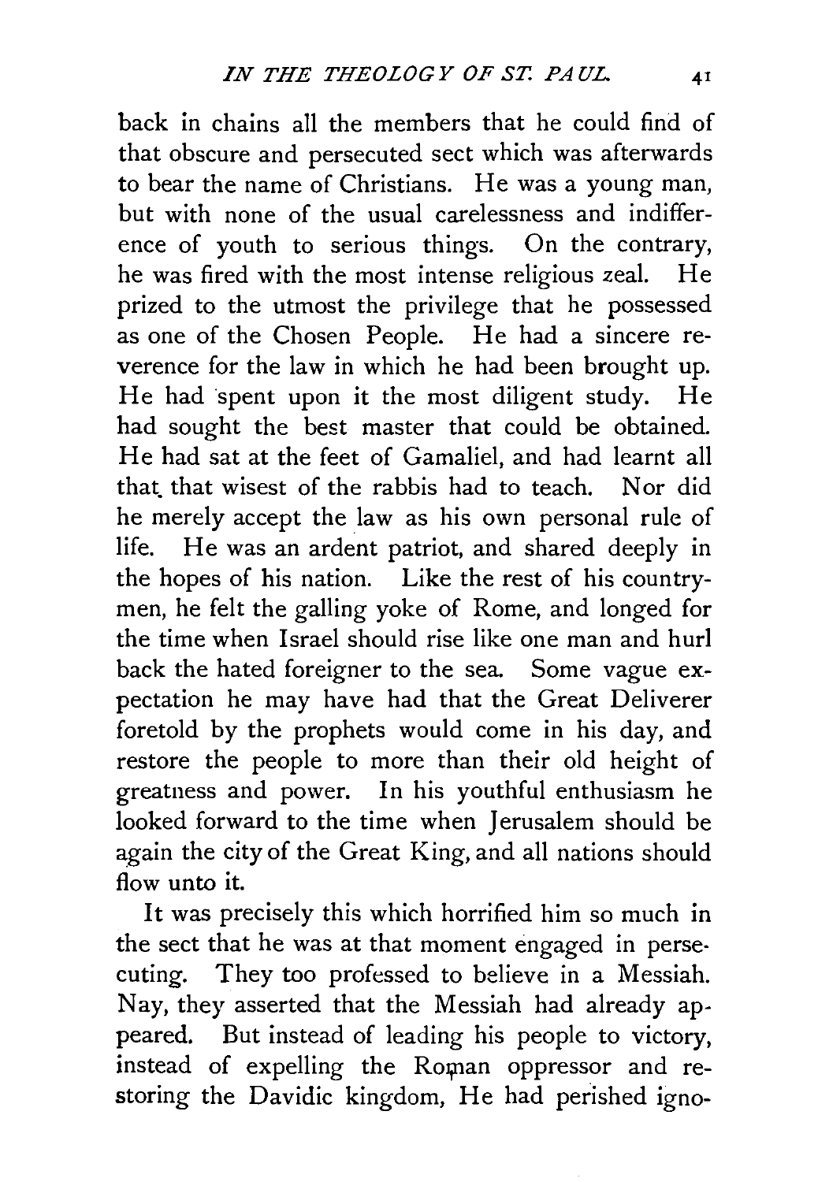back in chains all the members that he could find of that obscure and persecuted sect which was afterwards to bear the name of Christians. He was a young man, but with none of the usual carelessness and indifference of youth to serious things. On the contrary, he was fired with the most intense religious zeal. He prized to the utmost the privilege that he possessed as one of the Chosen People. He had a sincere reverence for the law in which he had been brought up. He had spent upon it the most diligent study. He had sought the best master that could be obtained. He had sat at the feet of Gamaliel, and had learnt all that that wisest of the rabbis had to teach. Nor did he merely accept the law as his own personal rule of life. He was an ardent patriot, and shared deeply in the hopes of his nation. Like the rest of his countrymen, he felt the galling yoke of Rome, and longed for the time when Israel should rise like one man and hurl back the hated foreigner to the sea. Some vague expectation he may have had that the Great Deliverer foretold by the prophets would come in his day, and restore the people to more than their old height of greatness and power. In his youthful enthusiasm he looked forward to the time when Jerusalem should be again the city of the Great King, and all nations should flow unto it.

It was precisely this which horrified him so much in the sect that he was at that moment engaged in persecuting. They too professed to believe in a Messiah. Nay, they asserted that the Messiah had already appeared. But instead of leading his people to victory, instead of expelling the Roman oppressor and restoring the Davidic kingdom, He had perished igno-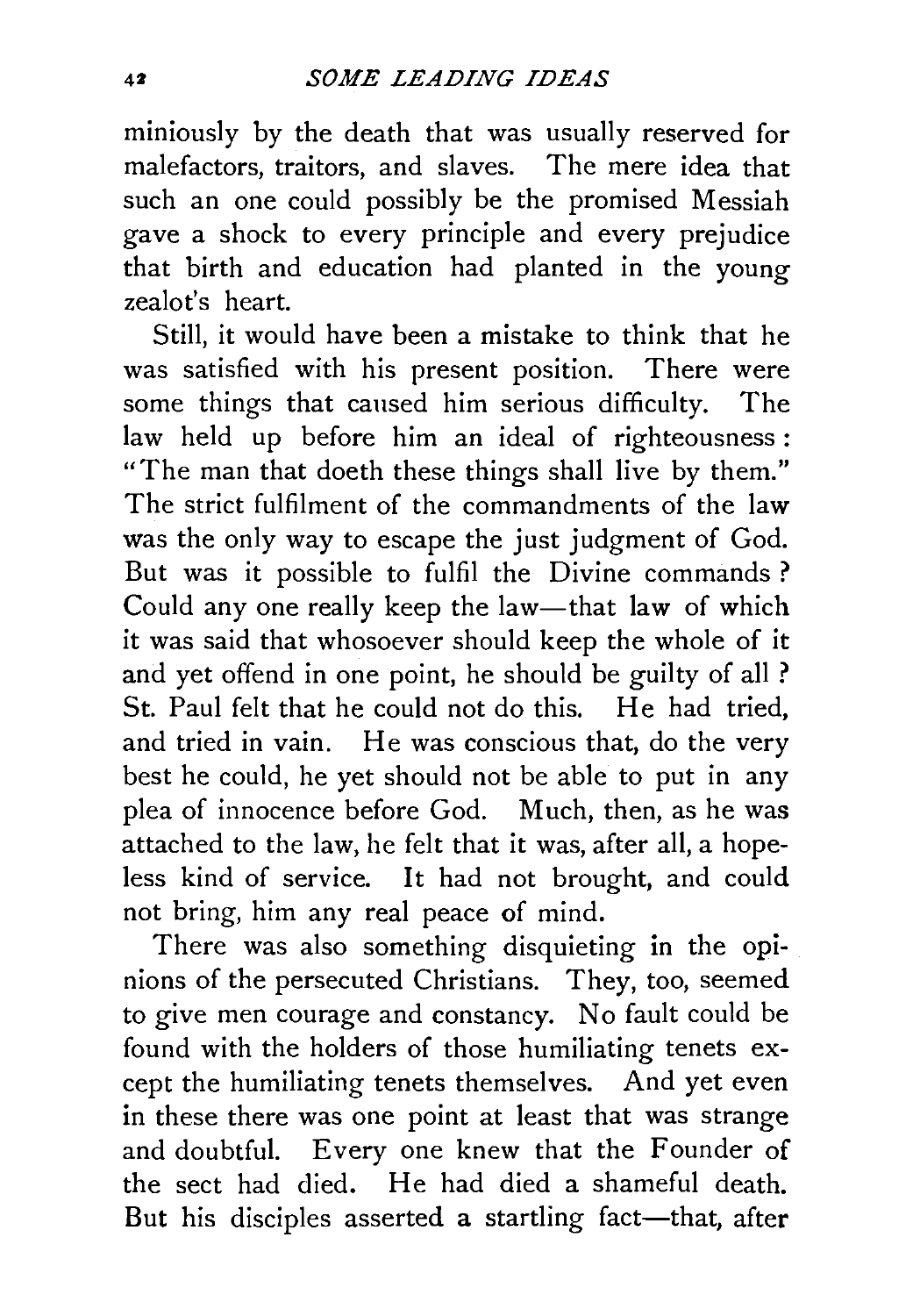miniously by the death that was usually reserved for malefactors, traitors, and slaves. The mere idea that such an one could possibly be the promised Messiah gave a shock to every principle and every prejudice that birth and education had planted in the young zealot's heart.

Still, it would have been a mistake to think that he was satisfied with his present position. There were some things that caused him serious difficulty. The law held up before him an ideal of righteousness: "The man that doeth these things shall live by them." The strict fulfilment of the commandments of the law was the only way to escape the just judgment of God. But was it possible to fulfil the Divine commands? Could any one really keep the law—that law of which it was said that whosoever should keep the whole of it and yet offend in one point, he should be guilty of all? St. Paul felt that he could not do this. He had tried, and tried in vain. He was conscious that, do the very best he could, he yet should not be able to put in any plea of innocence before God. Much, then, as he was attached to the law, he felt that it was, after all, a hopeless kind of service. It had not brought, and could not bring, him any real peace of mind.

There was also something disquieting in the opinions of the persecuted Christians. They, too, seemed to give men courage and constancy. No fault could be found with the holders of those humiliating tenets except the humiliating tenets themselves. And yet even in these there was one point at least that was strange and doubtful. Every one knew that the Founder of the sect had died. He had died a shameful death. But his disciples asserted a startling fact—that, after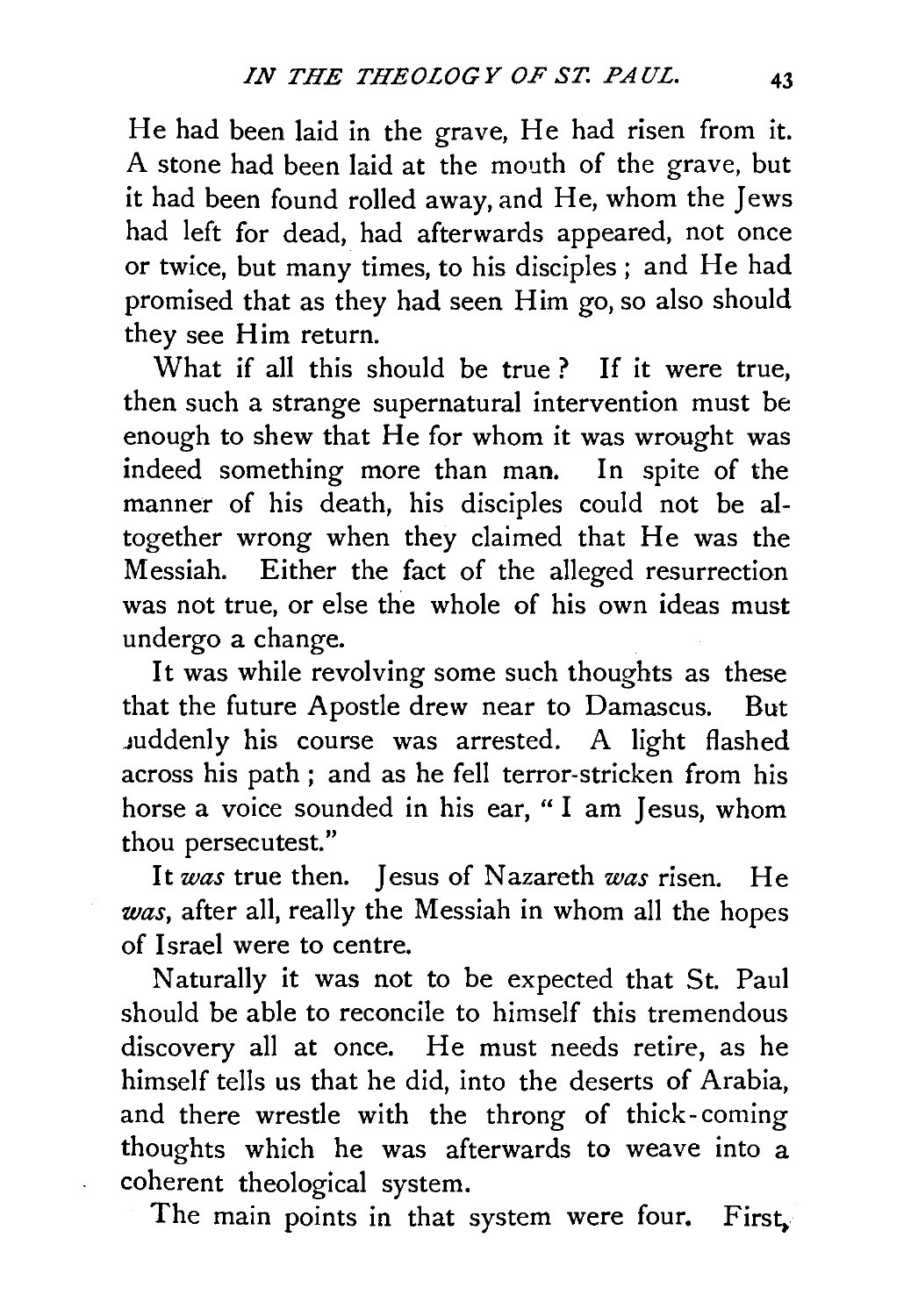He had been laid in the grave, He had risen from it. A stone had been laid at the mouth of the grave, but it had been found rolled away, and He, whom the Jews had left for dead, had afterwards appeared, not once or twice, but many times, to his disciples; and He had promised that as they had seen Him go, so also should they see Him return.

What if all this should be true? If it were true, then such a strange supernatural intervention must be enough to shew that He for whom it was wrought was indeed something more than man. In spite of the manner of his death, his disciples could not be altogether wrong when they claimed that He was the Messiah. Either the fact of the alleged resurrection was not true, or else the whole of his own ideas must undergo a change.

It was while revolving some such thoughts as these that the future Apostle drew near to Damascus. But suddenly his course was arrested. A light flashed across his path; and as he fell terror-stricken from his horse a voice sounded in his ear, "I am Jesus, whom thou persecutest."

It *was* true then. Jesus of Nazareth *was* risen. He *was*, after all, really the Messiah in whom all the hopes of Israel were to centre.

Naturally it was not to be expected that St. Paul should be able to reconcile to himself this tremendous discovery all at once. He must needs retire, as he himself tells us that he did, into the deserts of Arabia, and there wrestle with the throng of thick-coming thoughts which he was afterwards to weave into a coherent theological system.

The main points in that system were four. First,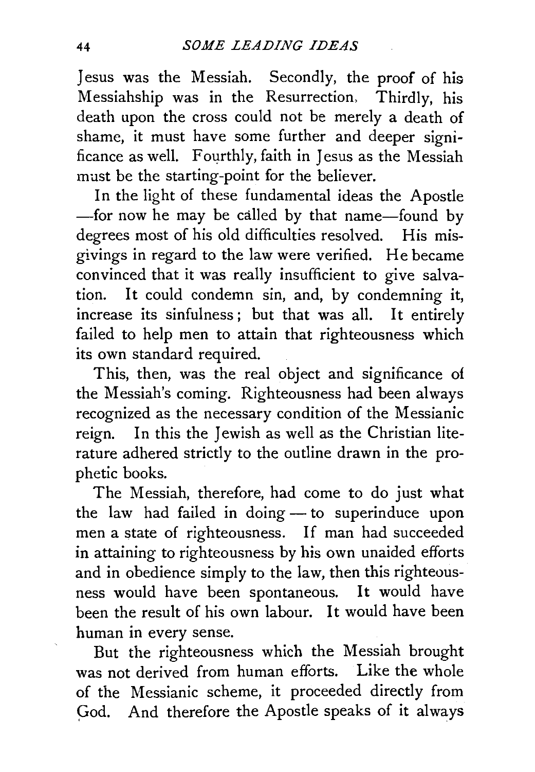Jesus was the Messiah. Secondly, the proof of his Messiahship was in the Resurrection. Thirdly, his death upon the cross could not be merely a death of shame, it must have some further and deeper significance as well. Fourthly, faith in Jesus as the Messiah must be the starting-point for the believer.

In the light of these fundamental ideas the Apostle —for now he may be called by that name—found by degrees most of his old difficulties resolved. His misgivings in regard to the law were verified. He became convinced that it was really insufficient to give salvation. It could condemn sin, and, by condemning it, increase its sinfulness; but that was all. It entirely failed to help men to attain that righteousness which its own standard required.

This, then, was the real object and significance of the Messiah's coming. Righteousness had been always recognized as the necessary condition of the Messianic reign. In this the Jewish as well as the Christian literature adhered strictly to the outline drawn in the prophetic books.

The Messiah, therefore, had come to do just what the law had failed in doing — to superinduce upon men a state of righteousness. If man had succeeded in attaining to righteousness by his own unaided efforts and in obedience simply to the law, then this righteousness would have been spontaneous. It would have been the result of his own labour. It would have been human in every sense.

But the righteousness which the Messiah brought was not derived from human efforts. Like the whole of the Messianic scheme, it proceeded directly from God. And therefore the Apostle speaks of it always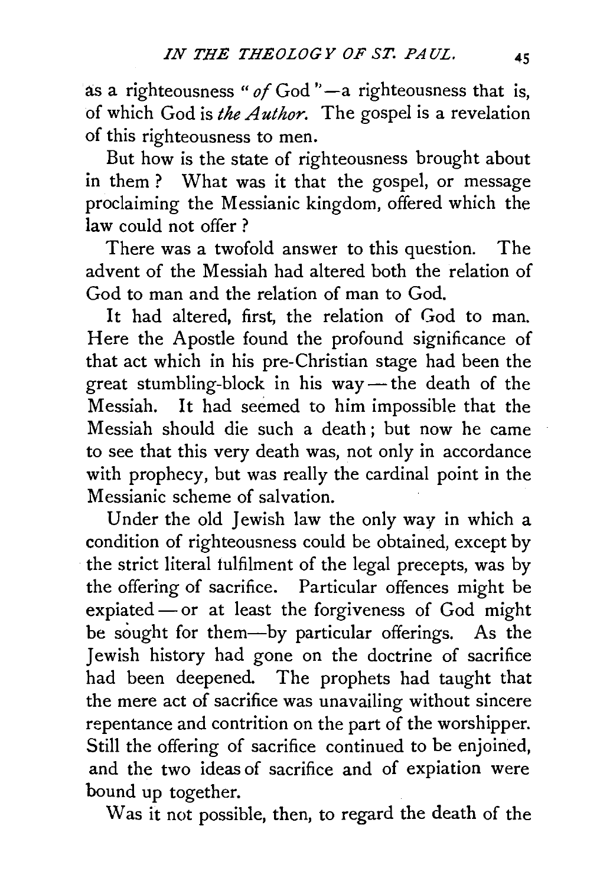as a righteousness "*of* God"—a righteousness that is, of which God is *the Author*. The gospel is a revelation of this righteousness to men.

But how is the state of righteousness brought about in them? What was it that the gospel, or message proclaiming the Messianic kingdom, offered which the law could not offer?

There was a twofold answer to this question. The advent of the Messiah had altered both the relation of God to man and the relation of man to God.

It had altered, first, the relation of God to man. Here the Apostle found the profound significance of that act which in his pre-Christian stage had been the great stumbling-block in his way—the death of the Messiah. It had seemed to him impossible that the Messiah should die such a death; but now he came to see that this very death was, not only in accordance with prophecy, but was really the cardinal point in the Messianic scheme of salvation.

Under the old Jewish law the only way in which a condition of righteousness could be obtained, except by the strict literal fulfilment of the legal precepts, was by the offering of sacrifice. Particular offences might be expiated—or at least the forgiveness of God might be sought for them—by particular offerings. As the Jewish history had gone on the doctrine of sacrifice had been deepened. The prophets had taught that the mere act of sacrifice was unavailing without sincere repentance and contrition on the part of the worshipper. Still the offering of sacrifice continued to be enjoined, and the two ideas of sacrifice and of expiation were bound up together.

Was it not possible, then, to regard the death of the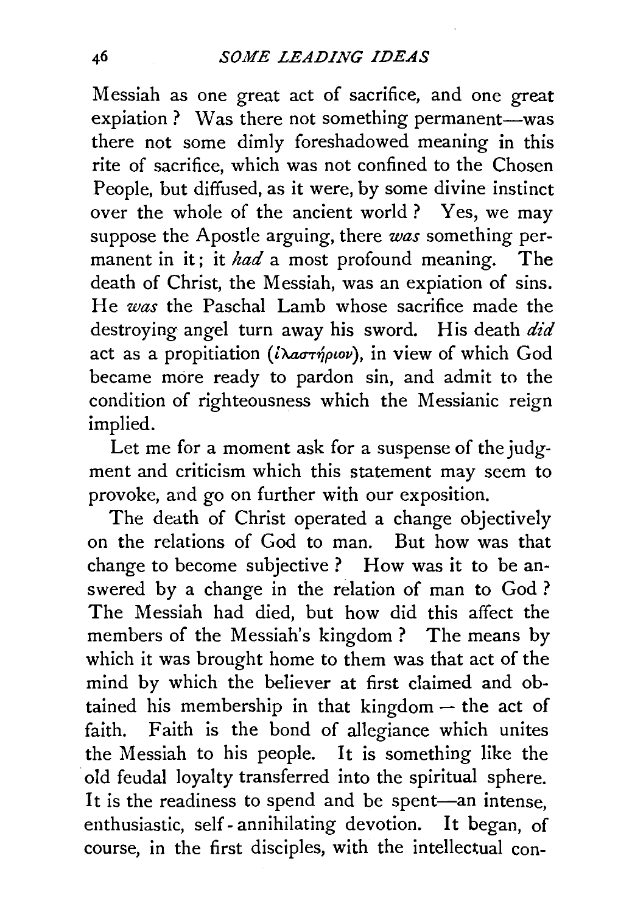Messiah as one great act of sacrifice, and one great expiation? Was there not something permanent—was there not some dimly foreshadowed meaning in this rite of sacrifice, which was not confined to the Chosen People, but diffused, as it were, by some divine instinct over the whole of the ancient world? Yes, we may suppose the Apostle arguing, there *was* something permanent in it; it *had* a most profound meaning. The death of Christ, the Messiah, was an expiation of sins. He *was* the Paschal Lamb whose sacrifice made the destroying angel turn away his sword. His death *did* act as a propitiation (*ἱλαστήριον*), in view of which God became more ready to pardon sin, and admit to the condition of righteousness which the Messianic reign implied.

Let me for a moment ask for a suspense of the judgment and criticism which this statement may seem to provoke, and go on further with our exposition.

The death of Christ operated a change objectively on the relations of God to man. But how was that change to become subjective? How was it to be answered by a change in the relation of man to God? The Messiah had died, but how did this affect the members of the Messiah's kingdom? The means by which it was brought home to them was that act of the mind by which the believer at first claimed and obtained his membership in that kingdom — the act of faith. Faith is the bond of allegiance which unites the Messiah to his people. It is something like the old feudal loyalty transferred into the spiritual sphere. It is the readiness to spend and be spent—an intense, enthusiastic, self-annihilating devotion. It began, of course, in the first disciples, with the intellectual con-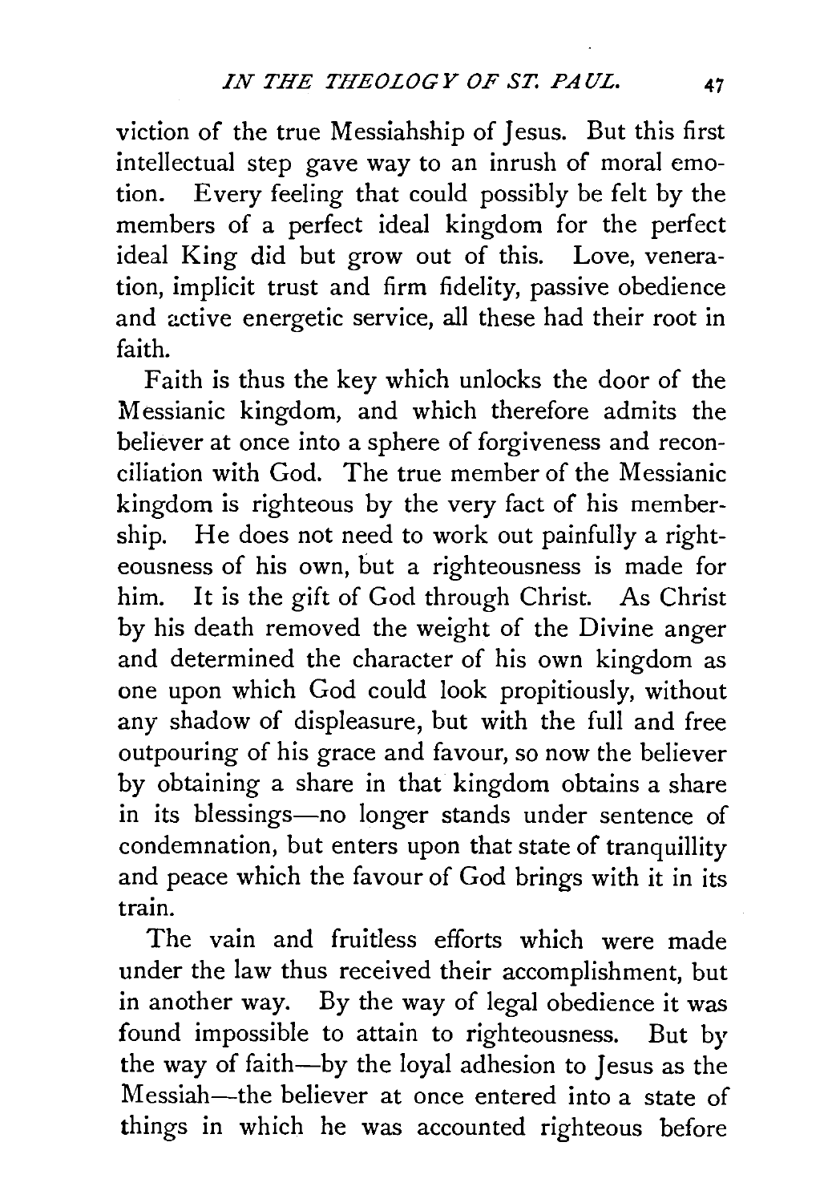viction of the true Messiahship of Jesus. But this first intellectual step gave way to an inrush of moral emotion. Every feeling that could possibly be felt by the members of a perfect ideal kingdom for the perfect ideal King did but grow out of this. Love, veneration, implicit trust and firm fidelity, passive obedience and active energetic service, all these had their root in faith.

Faith is thus the key which unlocks the door of the Messianic kingdom, and which therefore admits the believer at once into a sphere of forgiveness and reconciliation with God. The true member of the Messianic kingdom is righteous by the very fact of his membership. He does not need to work out painfully a righteousness of his own, but a righteousness is made for him. It is the gift of God through Christ. As Christ by his death removed the weight of the Divine anger and determined the character of his own kingdom as one upon which God could look propitiously, without any shadow of displeasure, but with the full and free outpouring of his grace and favour, so now the believer by obtaining a share in that kingdom obtains a share in its blessings—no longer stands under sentence of condemnation, but enters upon that state of tranquillity and peace which the favour of God brings with it in its train.

The vain and fruitless efforts which were made under the law thus received their accomplishment, but in another way. By the way of legal obedience it was found impossible to attain to righteousness. But by the way of faith—by the loyal adhesion to Jesus as the Messiah—the believer at once entered into a state of things in which he was accounted righteous before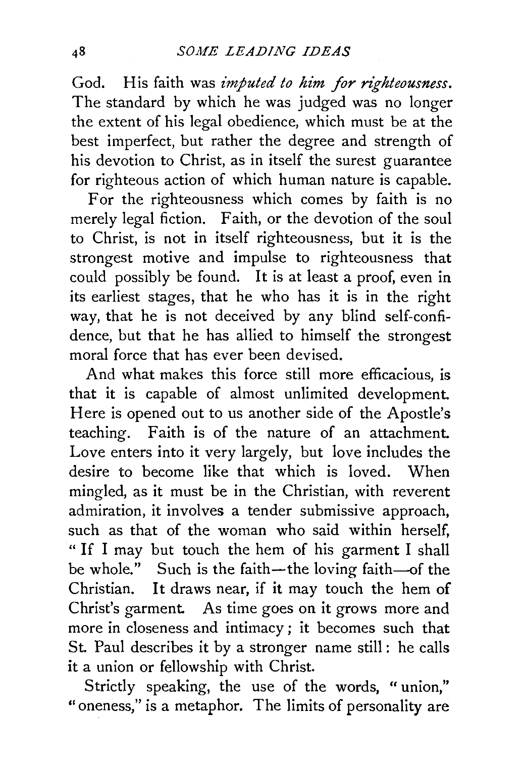God. His faith was *imputed to him for righteousness.* The standard by which he was judged was no longer the extent of his legal obedience, which must be at the best imperfect, but rather the degree and strength of his devotion to Christ, as in itself the surest guarantee for righteous action of which human nature is capable.

For the righteousness which comes by faith is no merely legal fiction. Faith, or the devotion of the soul to Christ, is not in itself righteousness, but it is the strongest motive and impulse to righteousness that could possibly be found. It is at least a proof, even in its earliest stages, that he who has it is in the right way, that he is not deceived by any blind self-confidence, but that he has allied to himself the strongest moral force that has ever been devised.

And what makes this force still more efficacious, is that it is capable of almost unlimited development. Here is opened out to us another side of the Apostle's teaching. Faith is of the nature of an attachment. Love enters into it very largely, but love includes the desire to become like that which is loved. When mingled, as it must be in the Christian, with reverent admiration, it involves a tender submissive approach, such as that of the woman who said within herself, "If I may but touch the hem of his garment I shall be whole." Such is the faith—the loving faith—of the Christian. It draws near, if it may touch the hem of Christ's garment. As time goes on it grows more and more in closeness and intimacy; it becomes such that St. Paul describes it by a stronger name still: he calls it a union or fellowship with Christ.

Strictly speaking, the use of the words, "union," "oneness," is a metaphor. The limits of personality are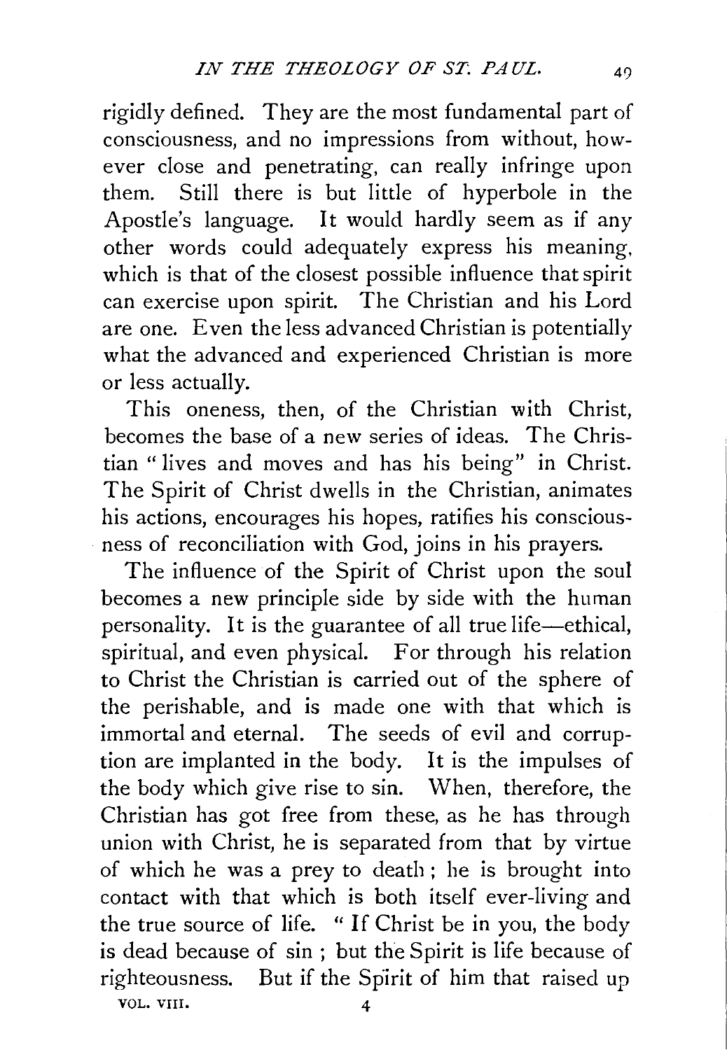rigidly defined. They are the most fundamental part of consciousness, and no impressions from without, however close and penetrating, can really infringe upon them. Still there is but little of hyperbole in the Apostle's language. It would hardly seem as if any other words could adequately express his meaning, which is that of the closest possible influence that spirit can exercise upon spirit. The Christian and his Lord are one. Even the less advanced Christian is potentially what the advanced and experienced Christian is more or less actually.

This oneness, then, of the Christian with Christ, becomes the base of a new series of ideas. The Christian "lives and moves and has his being" in Christ. The Spirit of Christ dwells in the Christian, animates his actions, encourages his hopes, ratifies his consciousness of reconciliation with God, joins in his prayers.

The influence of the Spirit of Christ upon the soul becomes a new principle side by side with the human personality. It is the guarantee of all true life—ethical, spiritual, and even physical. For through his relation to Christ the Christian is carried out of the sphere of the perishable, and is made one with that which is immortal and eternal. The seeds of evil and corruption are implanted in the body. It is the impulses of the body which give rise to sin. When, therefore, the Christian has got free from these, as he has through union with Christ, he is separated from that by virtue of which he was a prey to death; he is brought into contact with that which is both itself ever-living and the true source of life. "If Christ be in you, the body is dead because of sin; but the Spirit is life because of righteousness. But if the Spirit of him that raised up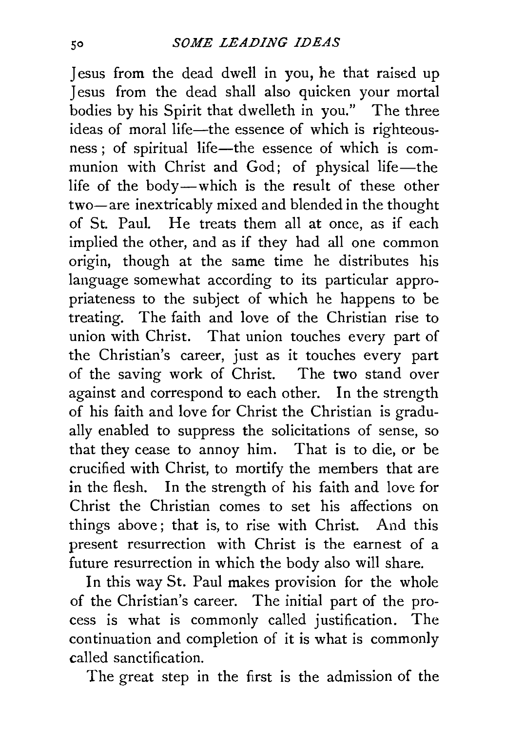Jesus from the dead dwell in you, he that raised up Jesus from the dead shall also quicken your mortal bodies by his Spirit that dwelleth in you." The three ideas of moral life—the essence of which is righteousness; of spiritual life—the essence of which is communion with Christ and God; of physical life—the life of the body—which is the result of these other two—are inextricably mixed and blended in the thought of St. Paul. He treats them all at once, as if each implied the other, and as if they had all one common origin, though at the same time he distributes his language somewhat according to its particular appropriateness to the subject of which he happens to be treating. The faith and love of the Christian rise to union with Christ. That union touches every part of the Christian's career, just as it touches every part of the saving work of Christ. The two stand over against and correspond to each other. In the strength of his faith and love for Christ the Christian is gradually enabled to suppress the solicitations of sense, so that they cease to annoy him. That is to die, or be crucified with Christ, to mortify the members that are in the flesh. In the strength of his faith and love for Christ the Christian comes to set his affections on things above; that is, to rise with Christ. And this present resurrection with Christ is the earnest of a future resurrection in which the body also will share.

In this way St. Paul makes provision for the whole of the Christian's career. The initial part of the process is what is commonly called justification. The continuation and completion of it is what is commonly called sanctification.

The great step in the first is the admission of the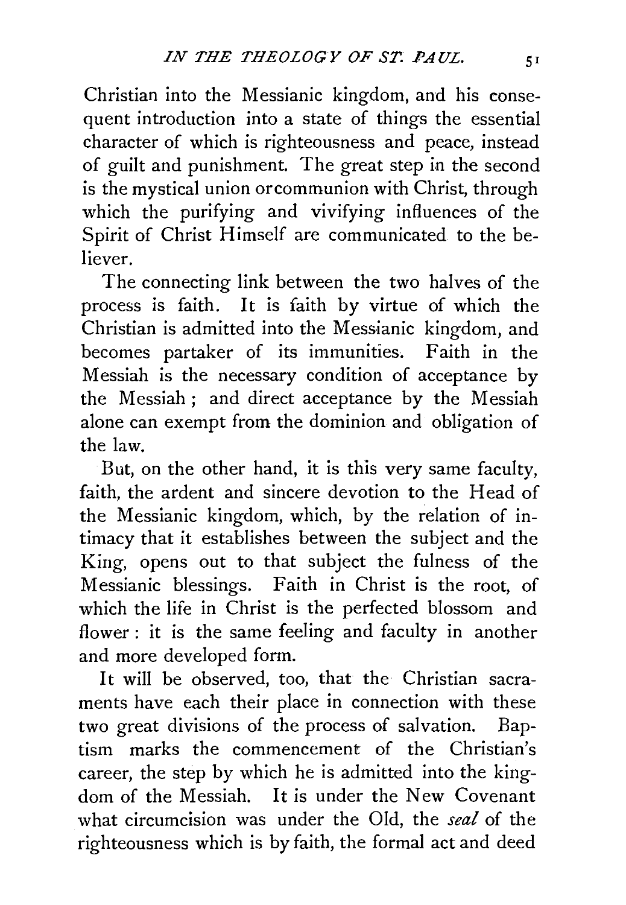Christian into the Messianic kingdom, and his consequent introduction into a state of things the essential character of which is righteousness and peace, instead of guilt and punishment. The great step in the second is the mystical union or communion with Christ, through which the purifying and vivifying influences of the Spirit of Christ Himself are communicated to the believer.

The connecting link between the two halves of the process is faith. It is faith by virtue of which the Christian is admitted into the Messianic kingdom, and becomes partaker of its immunities. Faith in the Messiah is the necessary condition of acceptance by the Messiah; and direct acceptance by the Messiah alone can exempt from the dominion and obligation of the law.

But, on the other hand, it is this very same faculty, faith, the ardent and sincere devotion to the Head of the Messianic kingdom, which, by the relation of intimacy that it establishes between the subject and the King, opens out to that subject the fulness of the Messianic blessings. Faith in Christ is the root, of which the life in Christ is the perfected blossom and flower: it is the same feeling and faculty in another and more developed form.

It will be observed, too, that the Christian sacraments have each their place in connection with these two great divisions of the process of salvation. Baptism marks the commencement of the Christian's career, the step by which he is admitted into the kingdom of the Messiah. It is under the New Covenant what circumcision was under the Old, the *seal* of the righteousness which is by faith, the formal act and deed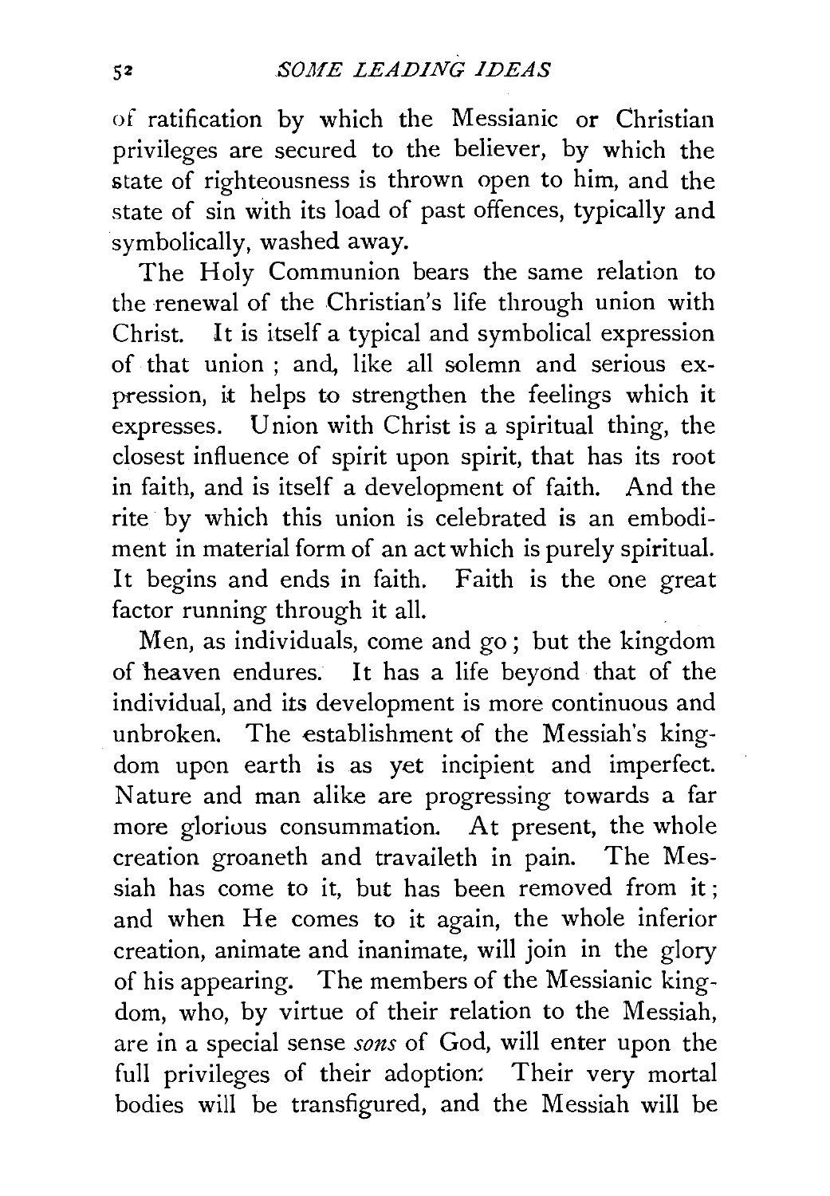of ratification by which the Messianic or Christian privileges are secured to the believer, by which the state of righteousness is thrown open to him, and the state of sin with its load of past offences, typically and symbolically, washed away.

The Holy Communion bears the same relation to the renewal of the Christian's life through union with Christ. It is itself a typical and symbolical expression of that union; and, like all solemn and serious expression, it helps to strengthen the feelings which it expresses. Union with Christ is a spiritual thing, the closest influence of spirit upon spirit, that has its root in faith, and is itself a development of faith. And the rite by which this union is celebrated is an embodiment in material form of an act which is purely spiritual. It begins and ends in faith. Faith is the one great factor running through it all.

Men, as individuals, come and go; but the kingdom of heaven endures. It has a life beyond that of the individual, and its development is more continuous and unbroken. The establishment of the Messiah's kingdom upon earth is as yet incipient and imperfect. Nature and man alike are progressing towards a far more glorious consummation. At present, the whole creation groaneth and travaileth in pain. The Messiah has come to it, but has been removed from it; and when He comes to it again, the whole inferior creation, animate and inanimate, will join in the glory of his appearing. The members of the Messianic kingdom, who, by virtue of their relation to the Messiah, are in a special sense *sons* of God, will enter upon the full privileges of their adoption. Their very mortal bodies will be transfigured, and the Messiah will be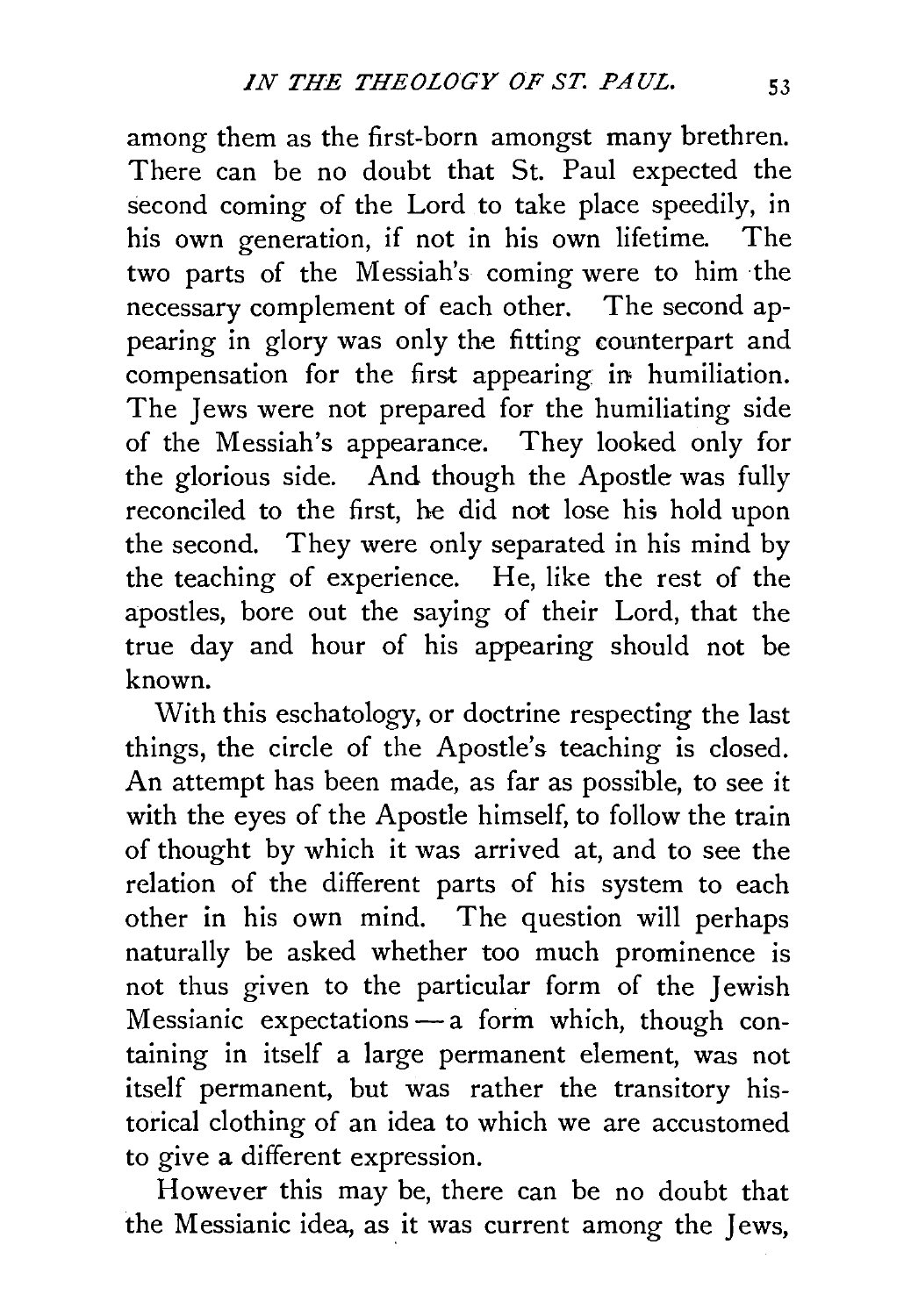among them as the first-born amongst many brethren. There can be no doubt that St. Paul expected the second coming of the Lord to take place speedily, in his own generation, if not in his own lifetime. The two parts of the Messiah's coming were to him the necessary complement of each other. The second appearing in glory was only the fitting counterpart and compensation for the first appearing in humiliation. The Jews were not prepared for the humiliating side of the Messiah's appearance. They looked only for the glorious side. And though the Apostle was fully reconciled to the first, he did not lose his hold upon the second. They were only separated in his mind by the teaching of experience. He, like the rest of the apostles, bore out the saying of their Lord, that the true day and hour of his appearing should not be known.

With this eschatology, or doctrine respecting the last things, the circle of the Apostle's teaching is closed. An attempt has been made, as far as possible, to see it with the eyes of the Apostle himself, to follow the train of thought by which it was arrived at, and to see the relation of the different parts of his system to each other in his own mind. The question will perhaps naturally be asked whether too much prominence is not thus given to the particular form of the Jewish Messianic expectations — a form which, though containing in itself a large permanent element, was not itself permanent, but was rather the transitory historical clothing of an idea to which we are accustomed to give a different expression.

However this may be, there can be no doubt that the Messianic idea, as it was current among the Jews,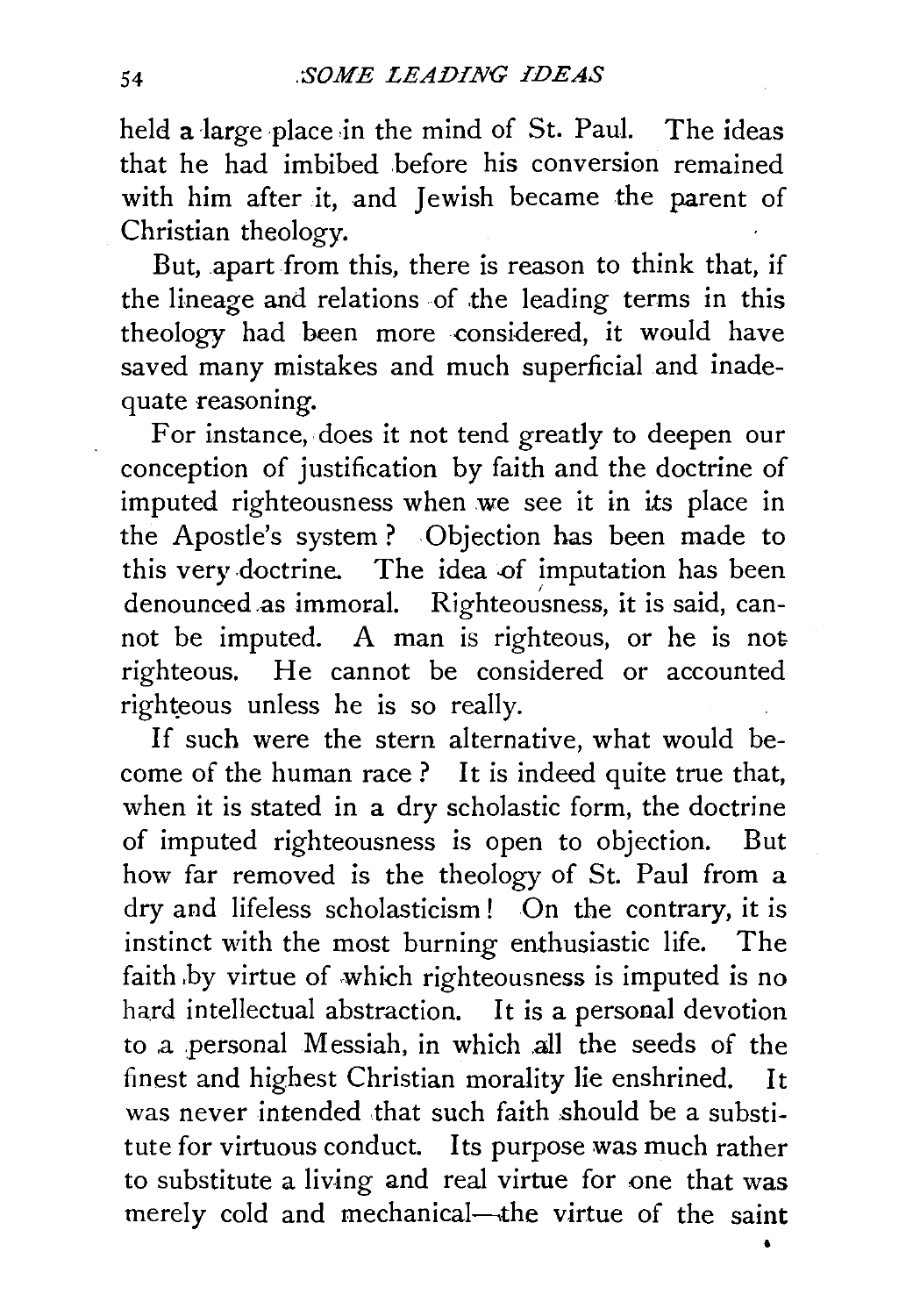held a large place in the mind of St. Paul. The ideas that he had imbibed before his conversion remained with him after it, and Jewish became the parent of Christian theology.

But, apart from this, there is reason to think that, if the lineage and relations of the leading terms in this theology had been more considered, it would have saved many mistakes and much superficial and inadequate reasoning.

For instance, does it not tend greatly to deepen our conception of justification by faith and the doctrine of imputed righteousness when we see it in its place in the Apostle's system? Objection has been made to this very doctrine. The idea of imputation has been denounced as immoral. Righteousness, it is said, cannot be imputed. A man is righteous, or he is not righteous. He cannot be considered or accounted righteous unless he is so really.

If such were the stern alternative, what would become of the human race? It is indeed quite true that, when it is stated in a dry scholastic form, the doctrine of imputed righteousness is open to objection. But how far removed is the theology of St. Paul from a dry and lifeless scholasticism! On the contrary, it is instinct with the most burning enthusiastic life. The faith by virtue of which righteousness is imputed is no hard intellectual abstraction. It is a personal devotion to a personal Messiah, in which all the seeds of the finest and highest Christian morality lie enshrined. It was never intended that such faith should be a substitute for virtuous conduct. Its purpose was much rather to substitute a living and real virtue for one that was merely cold and mechanical—the virtue of the saint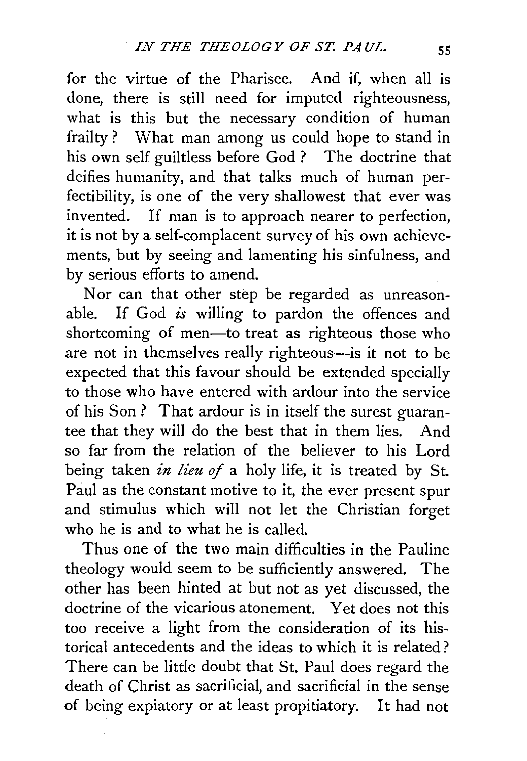for the virtue of the Pharisee. And if, when all is done, there is still need for imputed righteousness, what is this but the necessary condition of human frailty? What man among us could hope to stand in his own self guiltless before God? The doctrine that deifies humanity, and that talks much of human perfectibility, is one of the very shallowest that ever was invented. If man is to approach nearer to perfection, it is not by a self-complacent survey of his own achievements, but by seeing and lamenting his sinfulness, and by serious efforts to amend.

Nor can that other step be regarded as unreasonable. If God *is* willing to pardon the offences and shortcoming of men—to treat as righteous those who are not in themselves really righteous—is it not to be expected that this favour should be extended specially to those who have entered with ardour into the service of his Son? That ardour is in itself the surest guarantee that they will do the best that in them lies. And so far from the relation of the believer to his Lord being taken *in lieu of* a holy life, it is treated by St. Paul as the constant motive to it, the ever present spur and stimulus which will not let the Christian forget who he is and to what he is called.

Thus one of the two main difficulties in the Pauline theology would seem to be sufficiently answered. The other has been hinted at but not as yet discussed, the doctrine of the vicarious atonement. Yet does not this too receive a light from the consideration of its historical antecedents and the ideas to which it is related? There can be little doubt that St. Paul does regard the death of Christ as sacrificial, and sacrificial in the sense of being expiatory or at least propitiatory. It had not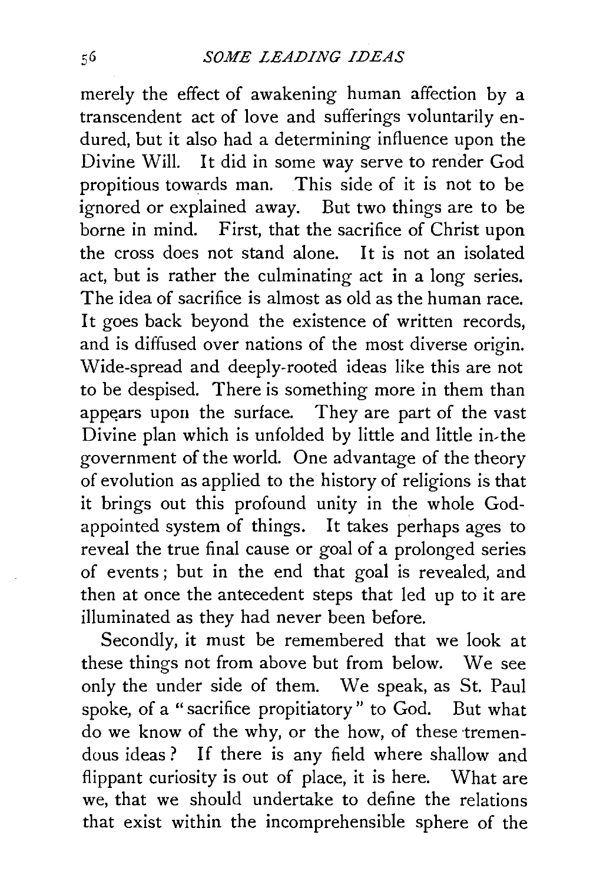merely the effect of awakening human affection by a transcendent act of love and sufferings voluntarily endured, but it also had a determining influence upon the Divine Will. It did in some way serve to render God propitious towards man. This side of it is not to be ignored or explained away. But two things are to be borne in mind. First, that the sacrifice of Christ upon the cross does not stand alone. It is not an isolated act, but is rather the culminating act in a long series. The idea of sacrifice is almost as old as the human race. It goes back beyond the existence of written records, and is diffused over nations of the most diverse origin. Wide-spread and deeply-rooted ideas like this are not to be despised. There is something more in them than appears upon the surface. They are part of the vast Divine plan which is unfolded by little and little in the government of the world. One advantage of the theory of evolution as applied to the history of religions is that it brings out this profound unity in the whole God-appointed system of things. It takes perhaps ages to reveal the true final cause or goal of a prolonged series of events; but in the end that goal is revealed, and then at once the antecedent steps that led up to it are illuminated as they had never been before.

Secondly, it must be remembered that we look at these things not from above but from below. We see only the under side of them. We speak, as St. Paul spoke, of a "sacrifice propitiatory" to God. But what do we know of the why, or the how, of these tremendous ideas? If there is any field where shallow and flippant curiosity is out of place, it is here. What are we, that we should undertake to define the relations that exist within the incomprehensible sphere of the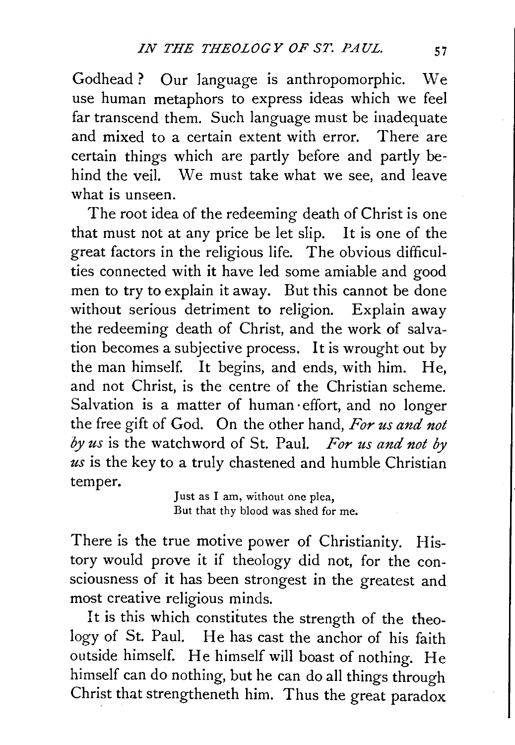Godhead? Our language is anthropomorphic. We use human metaphors to express ideas which we feel far transcend them. Such language must be inadequate and mixed to a certain extent with error. There are certain things which are partly before and partly behind the veil. We must take what we see, and leave what is unseen.

The root idea of the redeeming death of Christ is one that must not at any price be let slip. It is one of the great factors in the religious life. The obvious difficulties connected with it have led some amiable and good men to try to explain it away. But this cannot be done without serious detriment to religion. Explain away the redeeming death of Christ, and the work of salvation becomes a subjective process. It is wrought out by the man himself. It begins, and ends, with him. He, and not Christ, is the centre of the Christian scheme. Salvation is a matter of human·effort, and no longer the free gift of God. On the other hand, *For us and not by us* is the watchword of St. Paul. *For us and not by us* is the key to a truly chastened and humble Christian temper.

> Just as I am, without one plea,
> But that thy blood was shed for me.

There is the true motive power of Christianity. History would prove it if theology did not, for the consciousness of it has been strongest in the greatest and most creative religious minds.

It is this which constitutes the strength of the theology of St. Paul. He has cast the anchor of his faith outside himself. He himself will boast of nothing. He himself can do nothing, but he can do all things through Christ that strengtheneth him. Thus the great paradox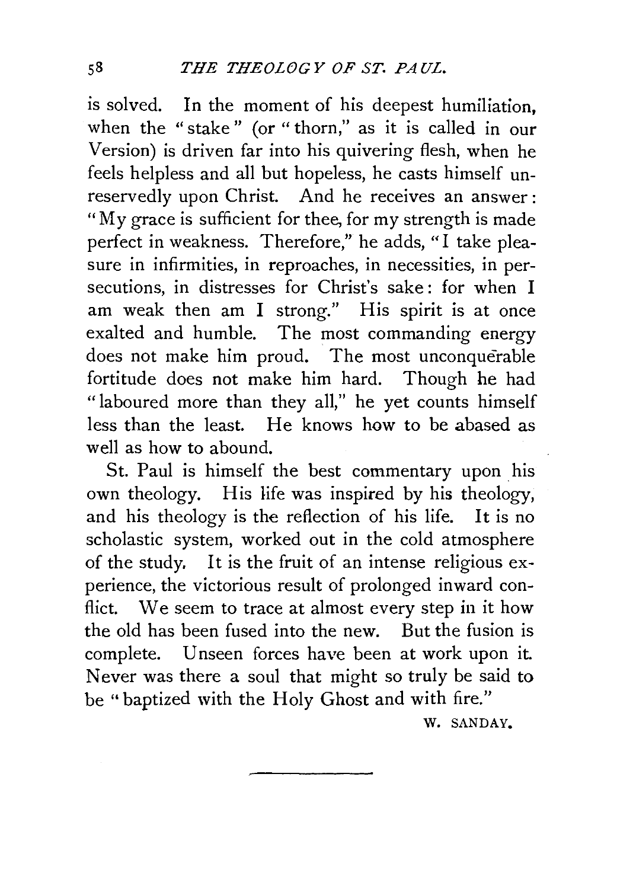is solved. In the moment of his deepest humiliation, when the "stake" (or "thorn," as it is called in our Version) is driven far into his quivering flesh, when he feels helpless and all but hopeless, he casts himself unreservedly upon Christ. And he receives an answer: "My grace is sufficient for thee, for my strength is made perfect in weakness. Therefore," he adds, "I take pleasure in infirmities, in reproaches, in necessities, in persecutions, in distresses for Christ's sake: for when I am weak then am I strong." His spirit is at once exalted and humble. The most commanding energy does not make him proud. The most unconquerable fortitude does not make him hard. Though he had "laboured more than they all," he yet counts himself less than the least. He knows how to be abased as well as how to abound.

St. Paul is himself the best commentary upon his own theology. His life was inspired by his theology, and his theology is the reflection of his life. It is no scholastic system, worked out in the cold atmosphere of the study. It is the fruit of an intense religious experience, the victorious result of prolonged inward conflict. We seem to trace at almost every step in it how the old has been fused into the new. But the fusion is complete. Unseen forces have been at work upon it. Never was there a soul that might so truly be said to be "baptized with the Holy Ghost and with fire."

W. SANDAY.